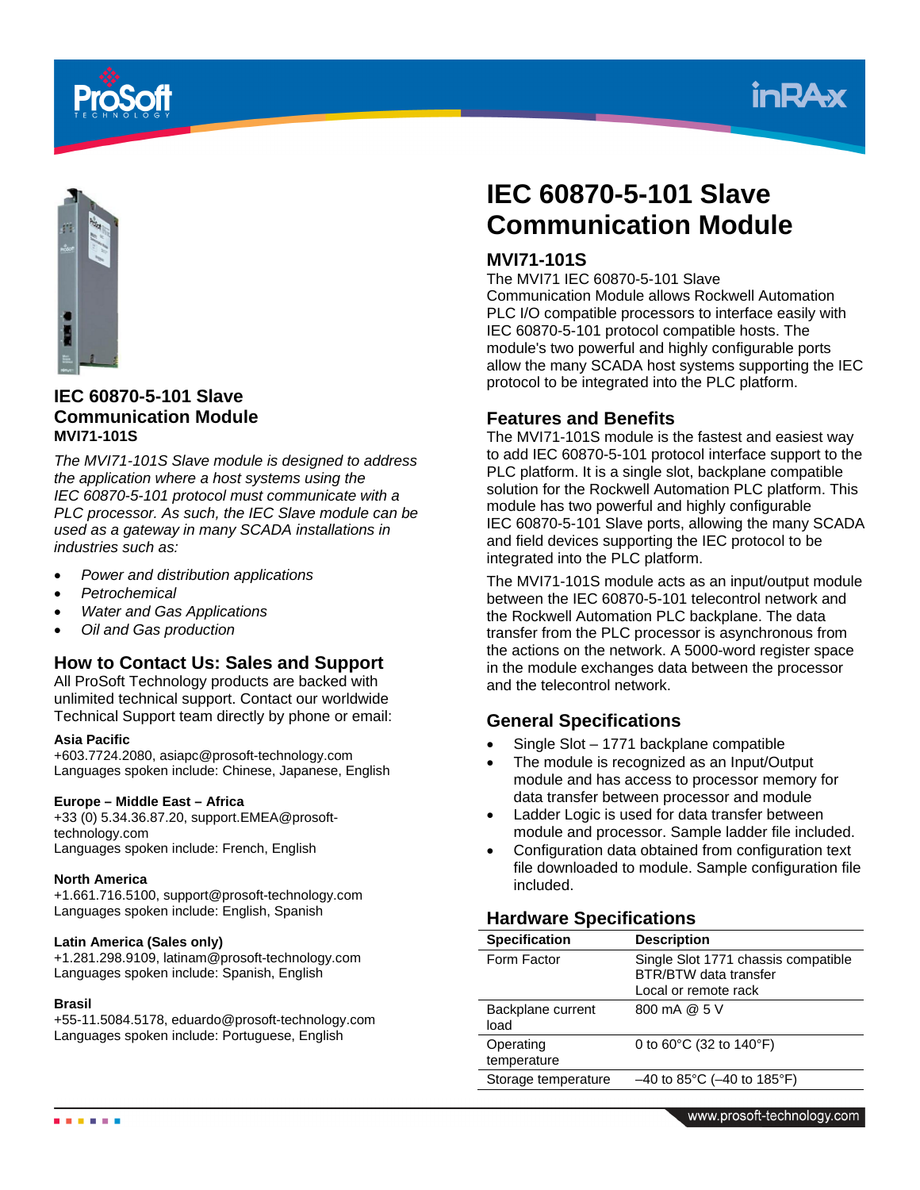# IEC 60870-5-101 Slave Communication Module

## MVI71-101S

The MVI71 IEC 60870-5-101 Slave Communication Module allows Rockwell Automation PLC I/O compatible processors to interface easily with IEC 60870-5-101 protocol compatible hosts. The module's two powerful and highly configurable ports allow the many SCADA host systems supporting the IEC protocol to be integrated into the PLC platform.

### IEC 60870-5-101 Slave Communication Module
**MVI71-101S**

*The MVI71-101S Slave module is designed to address the application where a host systems using the IEC 60870-5-101 protocol must communicate with a PLC processor. As such, the IEC Slave module can be used as a gateway in many SCADA installations in industries such as:*

- *Power and distribution applications*
- *Petrochemical*
- *Water and Gas Applications*
- *Oil and Gas production*

## Features and Benefits

The MVI71-101S module is the fastest and easiest way to add IEC 60870-5-101 protocol interface support to the PLC platform. It is a single slot, backplane compatible solution for the Rockwell Automation PLC platform. This module has two powerful and highly configurable IEC 60870-5-101 Slave ports, allowing the many SCADA and field devices supporting the IEC protocol to be integrated into the PLC platform.

The MVI71-101S module acts as an input/output module between the IEC 60870-5-101 telecontrol network and the Rockwell Automation PLC backplane. The data transfer from the PLC processor is asynchronous from the actions on the network. A 5000-word register space in the module exchanges data between the processor and the telecontrol network.

## General Specifications

- Single Slot – 1771 backplane compatible
- The module is recognized as an Input/Output module and has access to processor memory for data transfer between processor and module
- Ladder Logic is used for data transfer between module and processor. Sample ladder file included.
- Configuration data obtained from configuration text file downloaded to module. Sample configuration file included.

## Hardware Specifications

| Specification | Description |
|---|---|
| Form Factor | Single Slot 1771 chassis compatible<br>BTR/BTW data transfer<br>Local or remote rack |
| Backplane current load | 800 mA @ 5 V |
| Operating temperature | 0 to 60°C (32 to 140°F) |
| Storage temperature | –40 to 85°C (–40 to 185°F) |

## How to Contact Us: Sales and Support

All ProSoft Technology products are backed with unlimited technical support. Contact our worldwide Technical Support team directly by phone or email:

**Asia Pacific**
+603.7724.2080, asiapc@prosoft-technology.com
Languages spoken include: Chinese, Japanese, English

**Europe – Middle East – Africa**
+33 (0) 5.34.36.87.20, support.EMEA@prosoft-technology.com
Languages spoken include: French, English

**North America**
+1.661.716.5100, support@prosoft-technology.com
Languages spoken include: English, Spanish

**Latin America (Sales only)**
+1.281.298.9109, latinam@prosoft-technology.com
Languages spoken include: Spanish, English

**Brasil**
+55-11.5084.5178, eduardo@prosoft-technology.com
Languages spoken include: Portuguese, English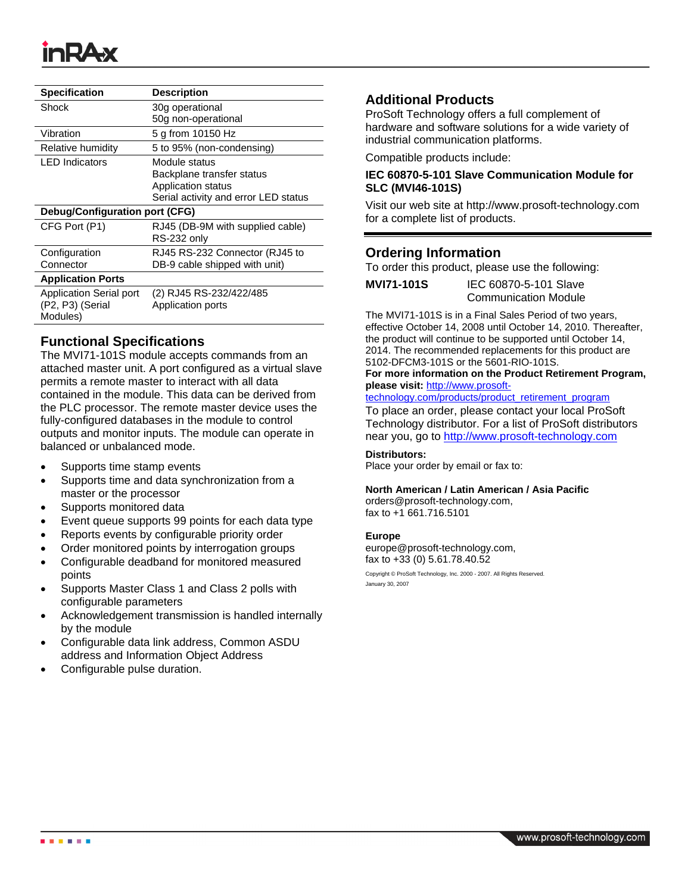| Specification | Description |
|---|---|
| Shock | 30g operational<br>50g non-operational |
| Vibration | 5 g from 10150 Hz |
| Relative humidity | 5 to 95% (non-condensing) |
| LED Indicators | Module status<br>Backplane transfer status<br>Application status<br>Serial activity and error LED status |
| **Debug/Configuration port (CFG)** | |
| CFG Port (P1) | RJ45 (DB-9M with supplied cable)<br>RS-232 only |
| Configuration Connector | RJ45 RS-232 Connector (RJ45 to DB-9 cable shipped with unit) |
| **Application Ports** | |
| Application Serial port (P2, P3) (Serial Modules) | (2) RJ45 RS-232/422/485 Application ports |

## Functional Specifications

The MVI71-101S module accepts commands from an attached master unit. A port configured as a virtual slave permits a remote master to interact with all data contained in the module. This data can be derived from the PLC processor. The remote master device uses the fully-configured databases in the module to control outputs and monitor inputs. The module can operate in balanced or unbalanced mode.

- Supports time stamp events
- Supports time and data synchronization from a master or the processor
- Supports monitored data
- Event queue supports 99 points for each data type
- Reports events by configurable priority order
- Order monitored points by interrogation groups
- Configurable deadband for monitored measured points
- Supports Master Class 1 and Class 2 polls with configurable parameters
- Acknowledgement transmission is handled internally by the module
- Configurable data link address, Common ASDU address and Information Object Address
- Configurable pulse duration.

## Additional Products

ProSoft Technology offers a full complement of hardware and software solutions for a wide variety of industrial communication platforms.

Compatible products include:

**IEC 60870-5-101 Slave Communication Module for SLC (MVI46-101S)**

Visit our web site at http://www.prosoft-technology.com for a complete list of products.

## Ordering Information

To order this product, please use the following:

**MVI71-101S** IEC 60870-5-101 Slave Communication Module

The MVI71-101S is in a Final Sales Period of two years, effective October 14, 2008 until October 14, 2010. Thereafter, the product will continue to be supported until October 14, 2014. The recommended replacements for this product are 5102-DFCM3-101S or the 5601-RIO-101S.

**For more information on the Product Retirement Program, please visit:** http://www.prosoft-technology.com/products/product_retirement_program

To place an order, please contact your local ProSoft Technology distributor. For a list of ProSoft distributors near you, go to http://www.prosoft-technology.com

**Distributors:**
Place your order by email or fax to:

**North American / Latin American / Asia Pacific**
orders@prosoft-technology.com,
fax to +1 661.716.5101

**Europe**
europe@prosoft-technology.com,
fax to +33 (0) 5.61.78.40.52

Copyright © ProSoft Technology, Inc. 2000 - 2007. All Rights Reserved.
January 30, 2007